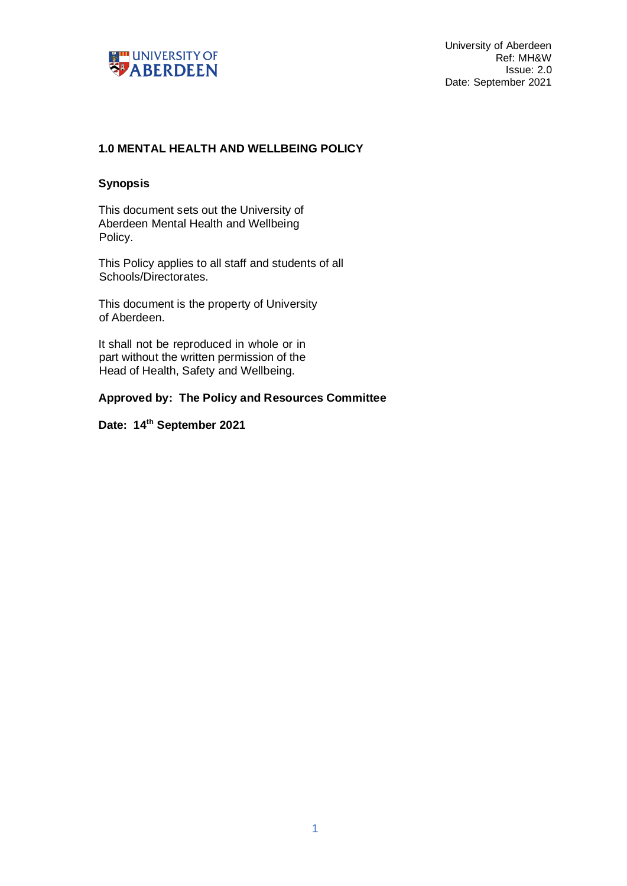University of Aberdeen
Ref: MH&W
Issue: 2.0
Date: September 2021

## 1.0 MENTAL HEALTH AND WELLBEING POLICY

### Synopsis

This document sets out the University of Aberdeen Mental Health and Wellbeing Policy.

This Policy applies to all staff and students of all Schools/Directorates.

This document is the property of University of Aberdeen.

It shall not be reproduced in whole or in part without the written permission of the Head of Health, Safety and Wellbeing.

**Approved by: The Policy and Resources Committee**

**Date: 14th September 2021**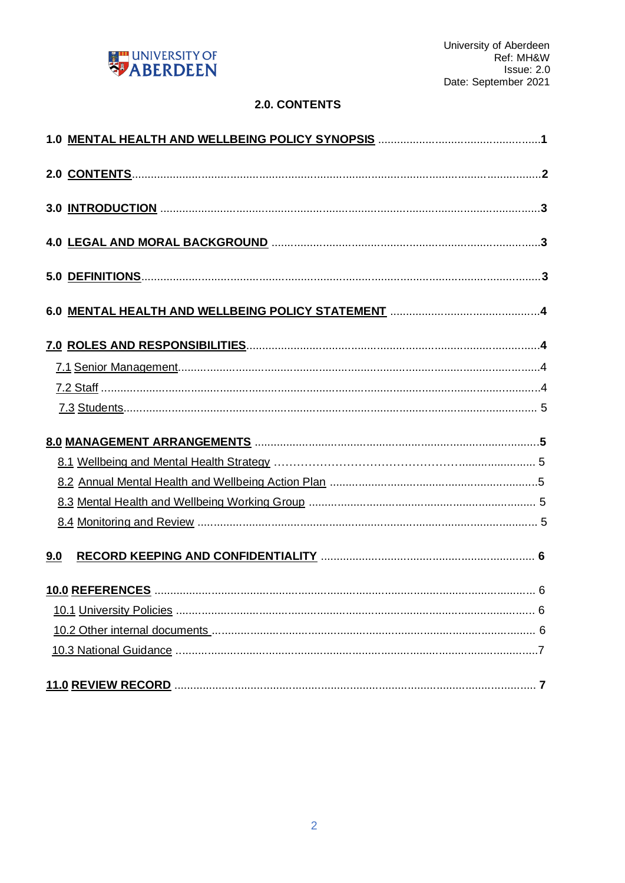University of Aberdeen
Ref: MH&W
Issue: 2.0
Date: September 2021

## 2.0. CONTENTS

**1.0 MENTAL HEALTH AND WELLBEING POLICY SYNOPSIS .................................................1**

**2.0 CONTENTS..........................................................................................................................2**

**3.0 INTRODUCTION ..................................................................................................................3**

**4.0 LEGAL AND MORAL BACKGROUND ..............................................................................3**

**5.0 DEFINITIONS........................................................................................................................3**

**6.0 MENTAL HEALTH AND WELLBEING POLICY STATEMENT .........................................4**

**7.0 ROLES AND RESPONSIBILITIES.......................................................................................4**

7.1 Senior Management..............................................................................................................4

7.2 Staff .......................................................................................................................................4

7.3 Students................................................................................................................................ 5

**8.0 MANAGEMENT ARRANGEMENTS ....................................................................................5**

8.1 Wellbeing and Mental Health Strategy ................................................................................ 5

8.2 Annual Mental Health and Wellbeing Action Plan ...............................................................5

8.3 Mental Health and Wellbeing Working Group ...................................................................... 5

8.4 Monitoring and Review ........................................................................................................ 5

**9.0 RECORD KEEPING AND CONFIDENTIALITY ............................................................... 6**

**10.0 REFERENCES** ................................................................................................................... 6

10.1 University Policies ............................................................................................................. 6

10.2 Other internal documents .................................................................................................. 6

10.3 National Guidance ..............................................................................................................7

**11.0 REVIEW RECORD ............................................................................................................ 7**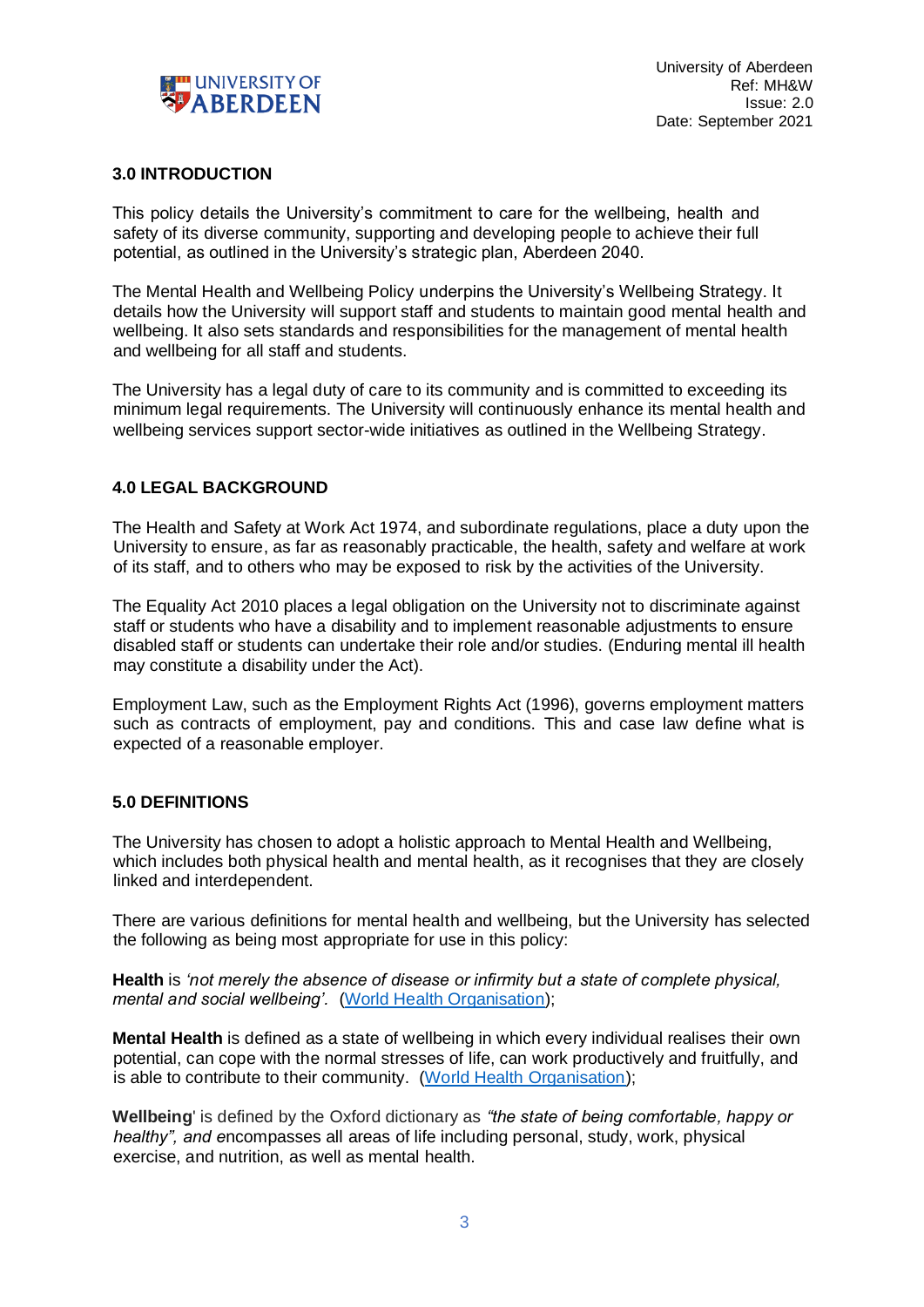## 3.0 INTRODUCTION

This policy details the University's commitment to care for the wellbeing, health and safety of its diverse community, supporting and developing people to achieve their full potential, as outlined in the University's strategic plan, Aberdeen 2040.

The Mental Health and Wellbeing Policy underpins the University's Wellbeing Strategy. It details how the University will support staff and students to maintain good mental health and wellbeing. It also sets standards and responsibilities for the management of mental health and wellbeing for all staff and students.

The University has a legal duty of care to its community and is committed to exceeding its minimum legal requirements. The University will continuously enhance its mental health and wellbeing services support sector-wide initiatives as outlined in the Wellbeing Strategy.

## 4.0 LEGAL BACKGROUND

The Health and Safety at Work Act 1974, and subordinate regulations, place a duty upon the University to ensure, as far as reasonably practicable, the health, safety and welfare at work of its staff, and to others who may be exposed to risk by the activities of the University.

The Equality Act 2010 places a legal obligation on the University not to discriminate against staff or students who have a disability and to implement reasonable adjustments to ensure disabled staff or students can undertake their role and/or studies. (Enduring mental ill health may constitute a disability under the Act).

Employment Law, such as the Employment Rights Act (1996), governs employment matters such as contracts of employment, pay and conditions. This and case law define what is expected of a reasonable employer.

## 5.0 DEFINITIONS

The University has chosen to adopt a holistic approach to Mental Health and Wellbeing, which includes both physical health and mental health, as it recognises that they are closely linked and interdependent.

There are various definitions for mental health and wellbeing, but the University has selected the following as being most appropriate for use in this policy:

**Health** is *'not merely the absence of disease or infirmity but a state of complete physical, mental and social wellbeing'.* (World Health Organisation);

**Mental Health** is defined as a state of wellbeing in which every individual realises their own potential, can cope with the normal stresses of life, can work productively and fruitfully, and is able to contribute to their community. (World Health Organisation);

**Wellbeing**' is defined by the Oxford dictionary as *"the state of being comfortable, happy or healthy", and* encompasses all areas of life including personal, study, work, physical exercise, and nutrition, as well as mental health.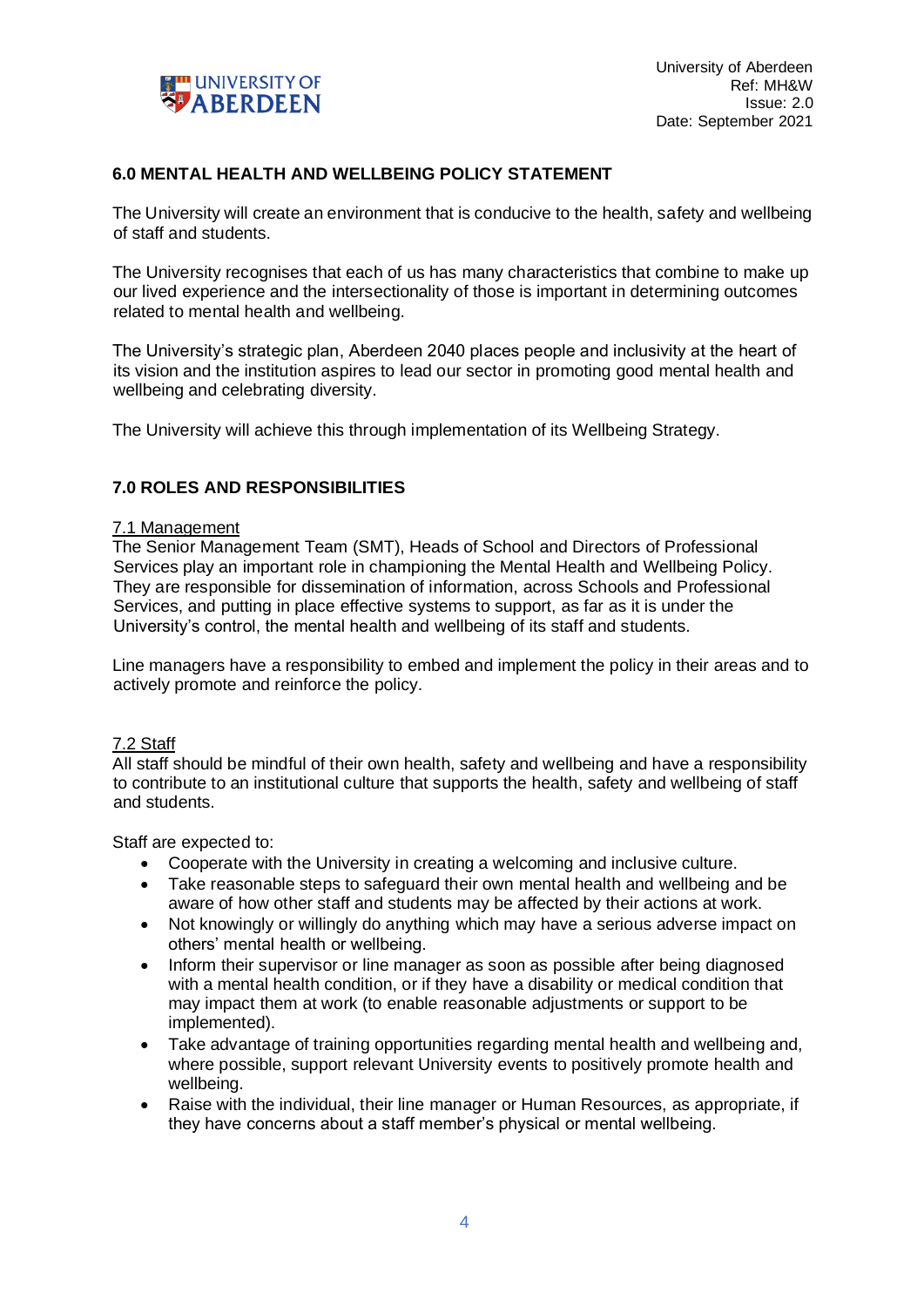## 6.0 MENTAL HEALTH AND WELLBEING POLICY STATEMENT

The University will create an environment that is conducive to the health, safety and wellbeing of staff and students.

The University recognises that each of us has many characteristics that combine to make up our lived experience and the intersectionality of those is important in determining outcomes related to mental health and wellbeing.

The University's strategic plan, Aberdeen 2040 places people and inclusivity at the heart of its vision and the institution aspires to lead our sector in promoting good mental health and wellbeing and celebrating diversity.

The University will achieve this through implementation of its Wellbeing Strategy.

## 7.0 ROLES AND RESPONSIBILITIES

### 7.1 Management

The Senior Management Team (SMT), Heads of School and Directors of Professional Services play an important role in championing the Mental Health and Wellbeing Policy. They are responsible for dissemination of information, across Schools and Professional Services, and putting in place effective systems to support, as far as it is under the University's control, the mental health and wellbeing of its staff and students.

Line managers have a responsibility to embed and implement the policy in their areas and to actively promote and reinforce the policy.

### 7.2 Staff

All staff should be mindful of their own health, safety and wellbeing and have a responsibility to contribute to an institutional culture that supports the health, safety and wellbeing of staff and students.

Staff are expected to:

- Cooperate with the University in creating a welcoming and inclusive culture.
- Take reasonable steps to safeguard their own mental health and wellbeing and be aware of how other staff and students may be affected by their actions at work.
- Not knowingly or willingly do anything which may have a serious adverse impact on others' mental health or wellbeing.
- Inform their supervisor or line manager as soon as possible after being diagnosed with a mental health condition, or if they have a disability or medical condition that may impact them at work (to enable reasonable adjustments or support to be implemented).
- Take advantage of training opportunities regarding mental health and wellbeing and, where possible, support relevant University events to positively promote health and wellbeing.
- Raise with the individual, their line manager or Human Resources, as appropriate, if they have concerns about a staff member's physical or mental wellbeing.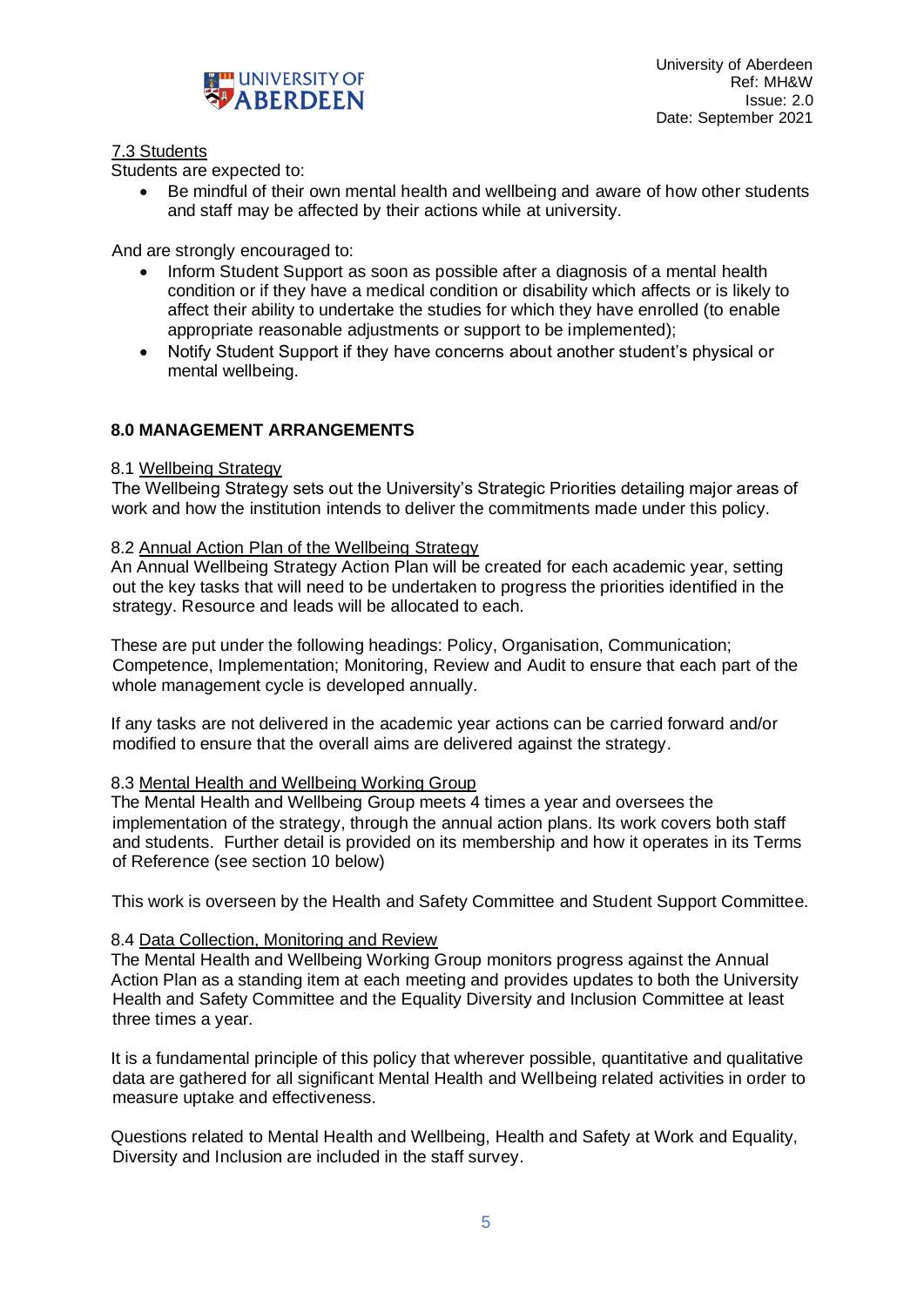### 7.3 Students

Students are expected to:

- Be mindful of their own mental health and wellbeing and aware of how other students and staff may be affected by their actions while at university.

And are strongly encouraged to:

- Inform Student Support as soon as possible after a diagnosis of a mental health condition or if they have a medical condition or disability which affects or is likely to affect their ability to undertake the studies for which they have enrolled (to enable appropriate reasonable adjustments or support to be implemented);
- Notify Student Support if they have concerns about another student's physical or mental wellbeing.

## 8.0 MANAGEMENT ARRANGEMENTS

### 8.1 Wellbeing Strategy

The Wellbeing Strategy sets out the University's Strategic Priorities detailing major areas of work and how the institution intends to deliver the commitments made under this policy.

### 8.2 Annual Action Plan of the Wellbeing Strategy

An Annual Wellbeing Strategy Action Plan will be created for each academic year, setting out the key tasks that will need to be undertaken to progress the priorities identified in the strategy. Resource and leads will be allocated to each.

These are put under the following headings: Policy, Organisation, Communication; Competence, Implementation; Monitoring, Review and Audit to ensure that each part of the whole management cycle is developed annually.

If any tasks are not delivered in the academic year actions can be carried forward and/or modified to ensure that the overall aims are delivered against the strategy.

### 8.3 Mental Health and Wellbeing Working Group

The Mental Health and Wellbeing Group meets 4 times a year and oversees the implementation of the strategy, through the annual action plans. Its work covers both staff and students. Further detail is provided on its membership and how it operates in its Terms of Reference (see section 10 below)

This work is overseen by the Health and Safety Committee and Student Support Committee.

### 8.4 Data Collection, Monitoring and Review

The Mental Health and Wellbeing Working Group monitors progress against the Annual Action Plan as a standing item at each meeting and provides updates to both the University Health and Safety Committee and the Equality Diversity and Inclusion Committee at least three times a year.

It is a fundamental principle of this policy that wherever possible, quantitative and qualitative data are gathered for all significant Mental Health and Wellbeing related activities in order to measure uptake and effectiveness.

Questions related to Mental Health and Wellbeing, Health and Safety at Work and Equality, Diversity and Inclusion are included in the staff survey.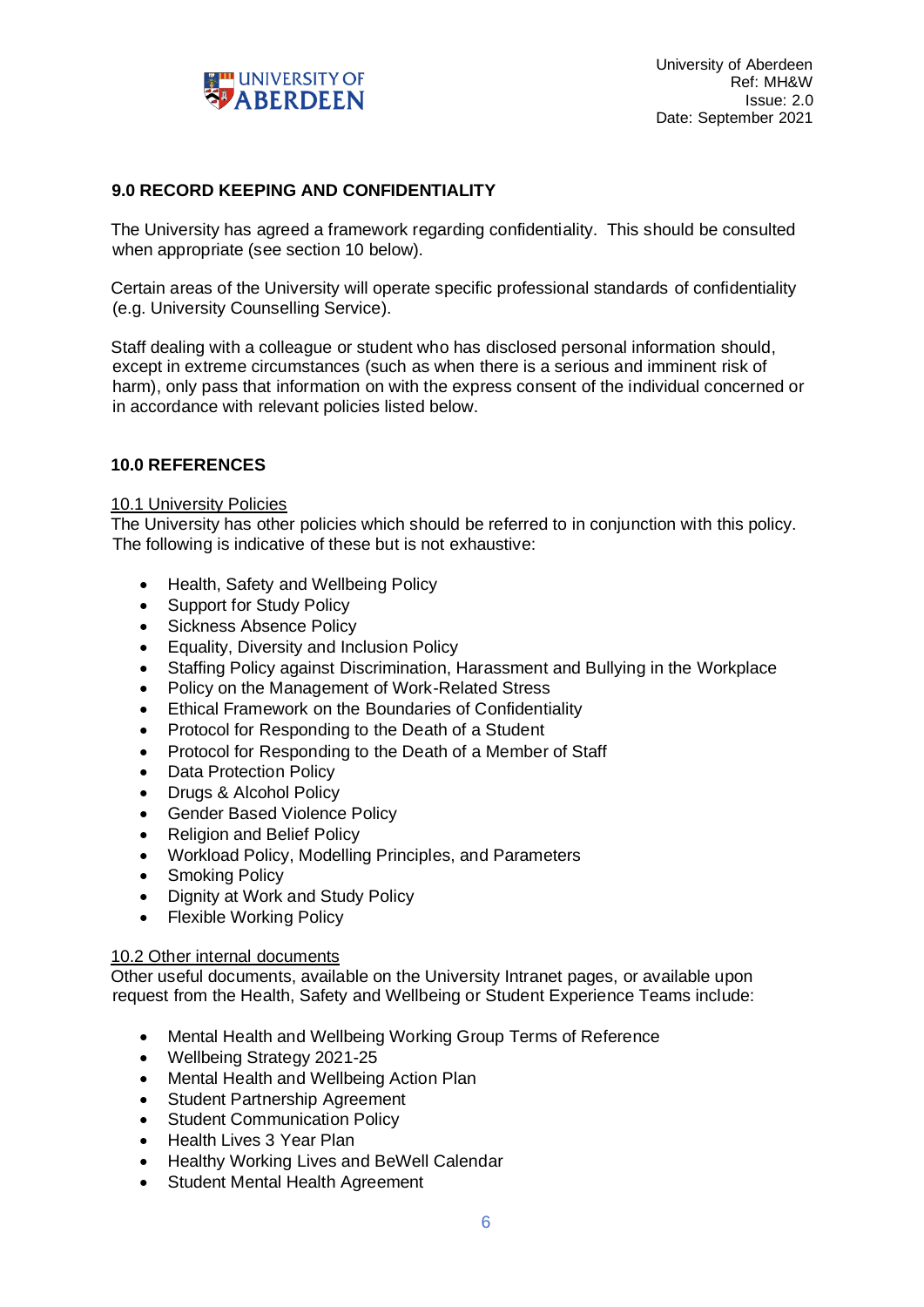## 9.0 RECORD KEEPING AND CONFIDENTIALITY

The University has agreed a framework regarding confidentiality. This should be consulted when appropriate (see section 10 below).

Certain areas of the University will operate specific professional standards of confidentiality (e.g. University Counselling Service).

Staff dealing with a colleague or student who has disclosed personal information should, except in extreme circumstances (such as when there is a serious and imminent risk of harm), only pass that information on with the express consent of the individual concerned or in accordance with relevant policies listed below.

## 10.0 REFERENCES

### 10.1 University Policies

The University has other policies which should be referred to in conjunction with this policy. The following is indicative of these but is not exhaustive:

- Health, Safety and Wellbeing Policy
- Support for Study Policy
- Sickness Absence Policy
- Equality, Diversity and Inclusion Policy
- Staffing Policy against Discrimination, Harassment and Bullying in the Workplace
- Policy on the Management of Work-Related Stress
- Ethical Framework on the Boundaries of Confidentiality
- Protocol for Responding to the Death of a Student
- Protocol for Responding to the Death of a Member of Staff
- Data Protection Policy
- Drugs & Alcohol Policy
- Gender Based Violence Policy
- Religion and Belief Policy
- Workload Policy, Modelling Principles, and Parameters
- Smoking Policy
- Dignity at Work and Study Policy
- Flexible Working Policy

### 10.2 Other internal documents

Other useful documents, available on the University Intranet pages, or available upon request from the Health, Safety and Wellbeing or Student Experience Teams include:

- Mental Health and Wellbeing Working Group Terms of Reference
- Wellbeing Strategy 2021-25
- Mental Health and Wellbeing Action Plan
- Student Partnership Agreement
- Student Communication Policy
- Health Lives 3 Year Plan
- Healthy Working Lives and BeWell Calendar
- Student Mental Health Agreement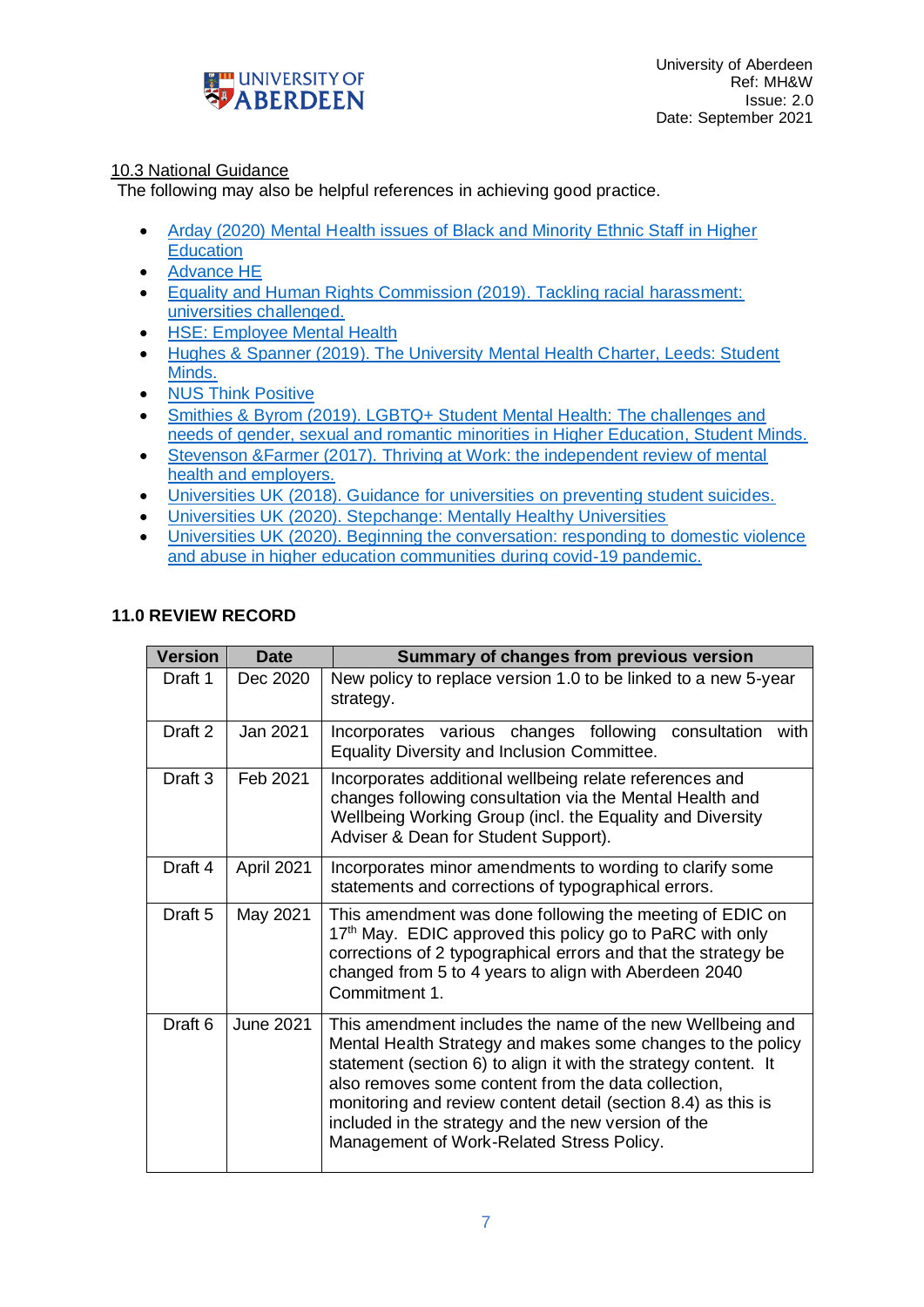10.3 National Guidance

The following may also be helpful references in achieving good practice.

- Arday (2020) Mental Health issues of Black and Minority Ethnic Staff in Higher Education
- Advance HE
- Equality and Human Rights Commission (2019). Tackling racial harassment: universities challenged.
- HSE: Employee Mental Health
- Hughes & Spanner (2019). The University Mental Health Charter, Leeds: Student Minds.
- NUS Think Positive
- Smithies & Byrom (2019). LGBTQ+ Student Mental Health: The challenges and needs of gender, sexual and romantic minorities in Higher Education, Student Minds.
- Stevenson &Farmer (2017). Thriving at Work: the independent review of mental health and employers.
- Universities UK (2018). Guidance for universities on preventing student suicides.
- Universities UK (2020). Stepchange: Mentally Healthy Universities
- Universities UK (2020). Beginning the conversation: responding to domestic violence and abuse in higher education communities during covid-19 pandemic.

## 11.0 REVIEW RECORD

| Version | Date | Summary of changes from previous version |
|---|---|---|
| Draft 1 | Dec 2020 | New policy to replace version 1.0 to be linked to a new 5-year strategy. |
| Draft 2 | Jan 2021 | Incorporates various changes following consultation with Equality Diversity and Inclusion Committee. |
| Draft 3 | Feb 2021 | Incorporates additional wellbeing relate references and changes following consultation via the Mental Health and Wellbeing Working Group (incl. the Equality and Diversity Adviser & Dean for Student Support). |
| Draft 4 | April 2021 | Incorporates minor amendments to wording to clarify some statements and corrections of typographical errors. |
| Draft 5 | May 2021 | This amendment was done following the meeting of EDIC on 17th May. EDIC approved this policy go to PaRC with only corrections of 2 typographical errors and that the strategy be changed from 5 to 4 years to align with Aberdeen 2040 Commitment 1. |
| Draft 6 | June 2021 | This amendment includes the name of the new Wellbeing and Mental Health Strategy and makes some changes to the policy statement (section 6) to align it with the strategy content. It also removes some content from the data collection, monitoring and review content detail (section 8.4) as this is included in the strategy and the new version of the Management of Work-Related Stress Policy. |